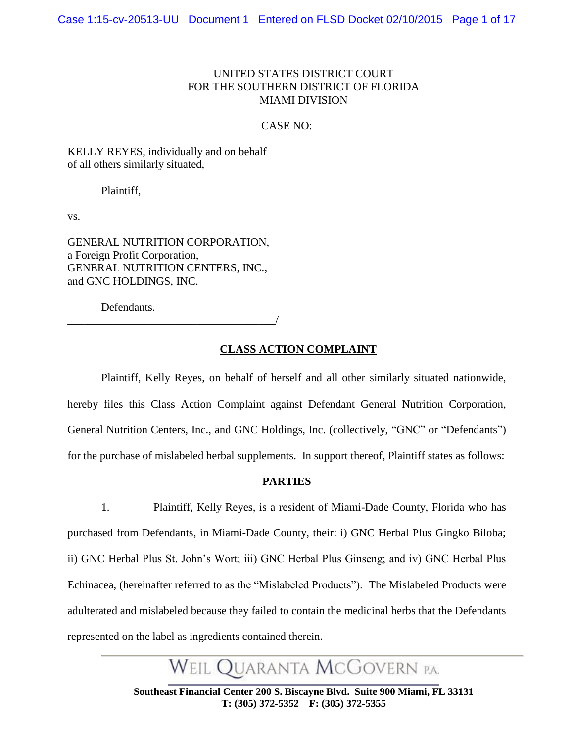UNITED STATES DISTRICT COURT
FOR THE SOUTHERN DISTRICT OF FLORIDA
MIAMI DIVISION

CASE NO:

KELLY REYES, individually and on behalf of all others similarly situated,

Plaintiff,

vs.

GENERAL NUTRITION CORPORATION, a Foreign Profit Corporation, GENERAL NUTRITION CENTERS, INC., and GNC HOLDINGS, INC.

Defendants.

_______________________________________/

## CLASS ACTION COMPLAINT

Plaintiff, Kelly Reyes, on behalf of herself and all other similarly situated nationwide, hereby files this Class Action Complaint against Defendant General Nutrition Corporation, General Nutrition Centers, Inc., and GNC Holdings, Inc. (collectively, "GNC" or "Defendants") for the purchase of mislabeled herbal supplements. In support thereof, Plaintiff states as follows:

### PARTIES

1. Plaintiff, Kelly Reyes, is a resident of Miami-Dade County, Florida who has purchased from Defendants, in Miami-Dade County, their: i) GNC Herbal Plus Gingko Biloba; ii) GNC Herbal Plus St. John's Wort; iii) GNC Herbal Plus Ginseng; and iv) GNC Herbal Plus Echinacea, (hereinafter referred to as the "Mislabeled Products"). The Mislabeled Products were adulterated and mislabeled because they failed to contain the medicinal herbs that the Defendants represented on the label as ingredients contained therein.

WEIL QUARANTA MCGOVERN P.A.

**Southeast Financial Center 200 S. Biscayne Blvd. Suite 900 Miami, FL 33131**
**T: (305) 372-5352 F: (305) 372-5355**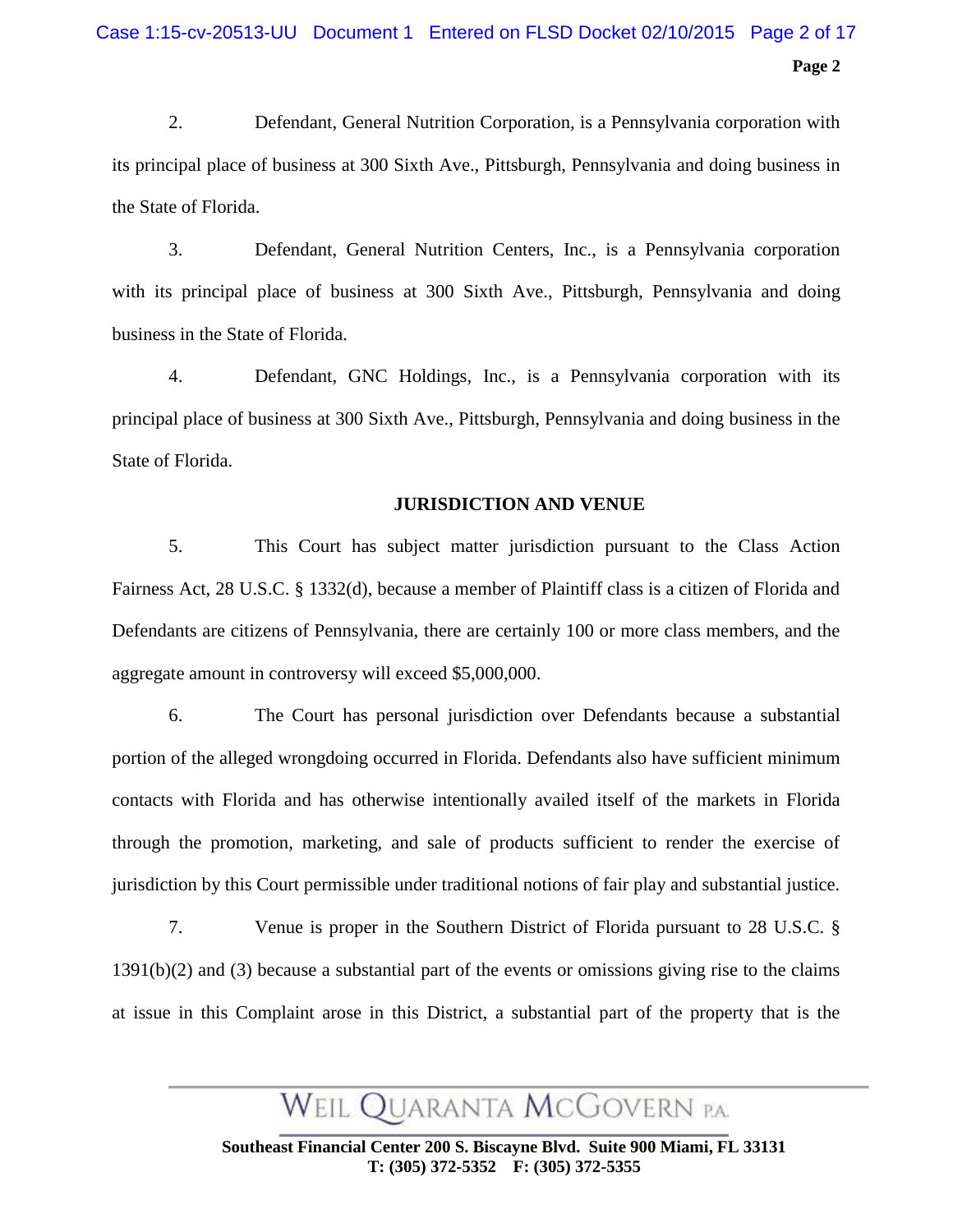2. Defendant, General Nutrition Corporation, is a Pennsylvania corporation with its principal place of business at 300 Sixth Ave., Pittsburgh, Pennsylvania and doing business in the State of Florida.

3. Defendant, General Nutrition Centers, Inc., is a Pennsylvania corporation with its principal place of business at 300 Sixth Ave., Pittsburgh, Pennsylvania and doing business in the State of Florida.

4. Defendant, GNC Holdings, Inc., is a Pennsylvania corporation with its principal place of business at 300 Sixth Ave., Pittsburgh, Pennsylvania and doing business in the State of Florida.

**JURISDICTION AND VENUE**

5. This Court has subject matter jurisdiction pursuant to the Class Action Fairness Act, 28 U.S.C. § 1332(d), because a member of Plaintiff class is a citizen of Florida and Defendants are citizens of Pennsylvania, there are certainly 100 or more class members, and the aggregate amount in controversy will exceed $5,000,000.

6. The Court has personal jurisdiction over Defendants because a substantial portion of the alleged wrongdoing occurred in Florida. Defendants also have sufficient minimum contacts with Florida and has otherwise intentionally availed itself of the markets in Florida through the promotion, marketing, and sale of products sufficient to render the exercise of jurisdiction by this Court permissible under traditional notions of fair play and substantial justice.

7. Venue is proper in the Southern District of Florida pursuant to 28 U.S.C. § 1391(b)(2) and (3) because a substantial part of the events or omissions giving rise to the claims at issue in this Complaint arose in this District, a substantial part of the property that is the

WEIL QUARANTA MCGOVERN P.A.

**Southeast Financial Center 200 S. Biscayne Blvd. Suite 900 Miami, FL 33131**
**T: (305) 372-5352 F: (305) 372-5355**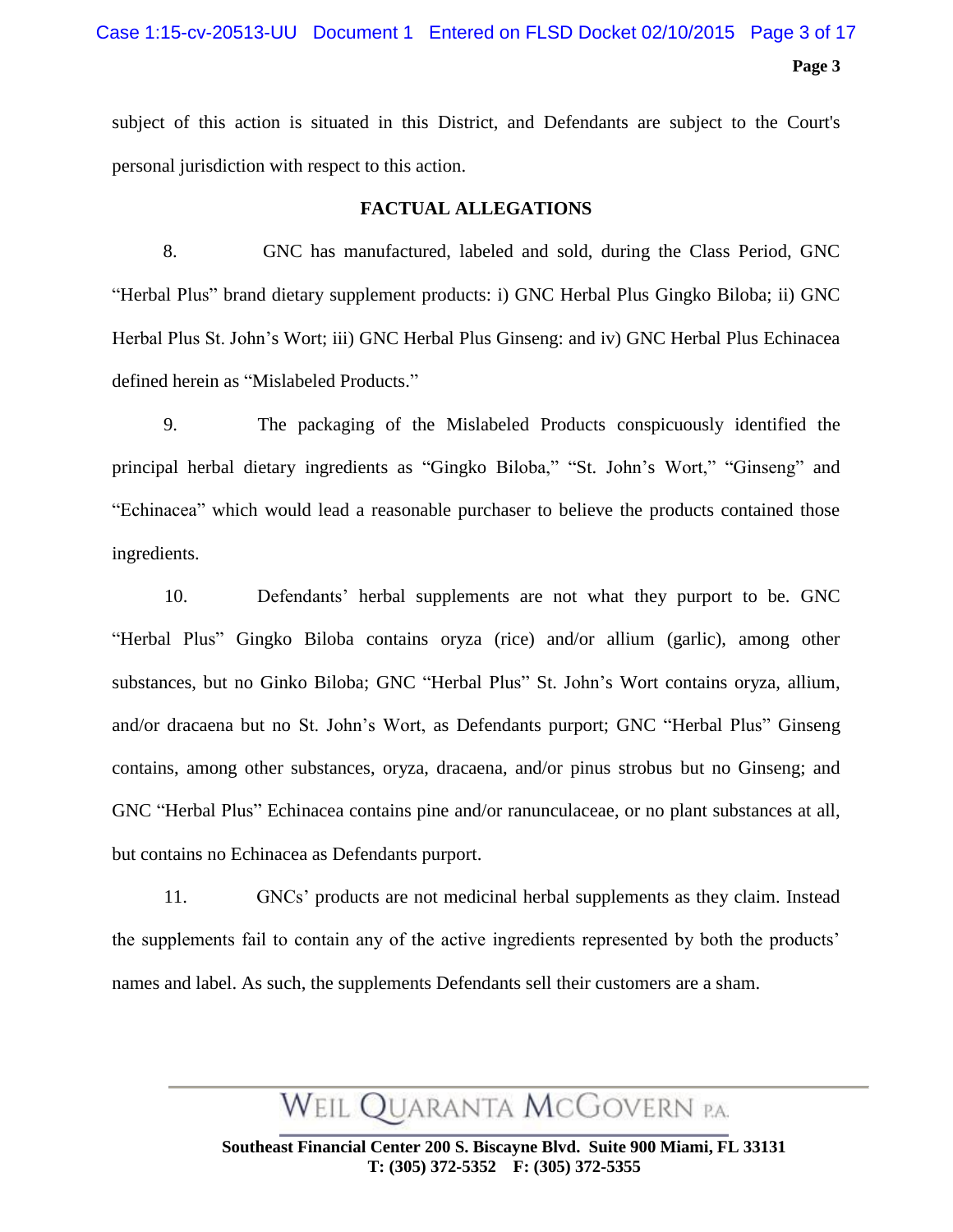subject of this action is situated in this District, and Defendants are subject to the Court's personal jurisdiction with respect to this action.

## FACTUAL ALLEGATIONS

8. GNC has manufactured, labeled and sold, during the Class Period, GNC "Herbal Plus" brand dietary supplement products: i) GNC Herbal Plus Gingko Biloba; ii) GNC Herbal Plus St. John's Wort; iii) GNC Herbal Plus Ginseng: and iv) GNC Herbal Plus Echinacea defined herein as "Mislabeled Products."

9. The packaging of the Mislabeled Products conspicuously identified the principal herbal dietary ingredients as "Gingko Biloba," "St. John's Wort," "Ginseng" and "Echinacea" which would lead a reasonable purchaser to believe the products contained those ingredients.

10. Defendants' herbal supplements are not what they purport to be. GNC "Herbal Plus" Gingko Biloba contains oryza (rice) and/or allium (garlic), among other substances, but no Ginko Biloba; GNC "Herbal Plus" St. John's Wort contains oryza, allium, and/or dracaena but no St. John's Wort, as Defendants purport; GNC "Herbal Plus" Ginseng contains, among other substances, oryza, dracaena, and/or pinus strobus but no Ginseng; and GNC "Herbal Plus" Echinacea contains pine and/or ranunculaceae, or no plant substances at all, but contains no Echinacea as Defendants purport.

11. GNCs' products are not medicinal herbal supplements as they claim. Instead the supplements fail to contain any of the active ingredients represented by both the products' names and label. As such, the supplements Defendants sell their customers are a sham.

WEIL QUARANTA MCGOVERN P.A.

**Southeast Financial Center 200 S. Biscayne Blvd. Suite 900 Miami, FL 33131**
**T: (305) 372-5352 F: (305) 372-5355**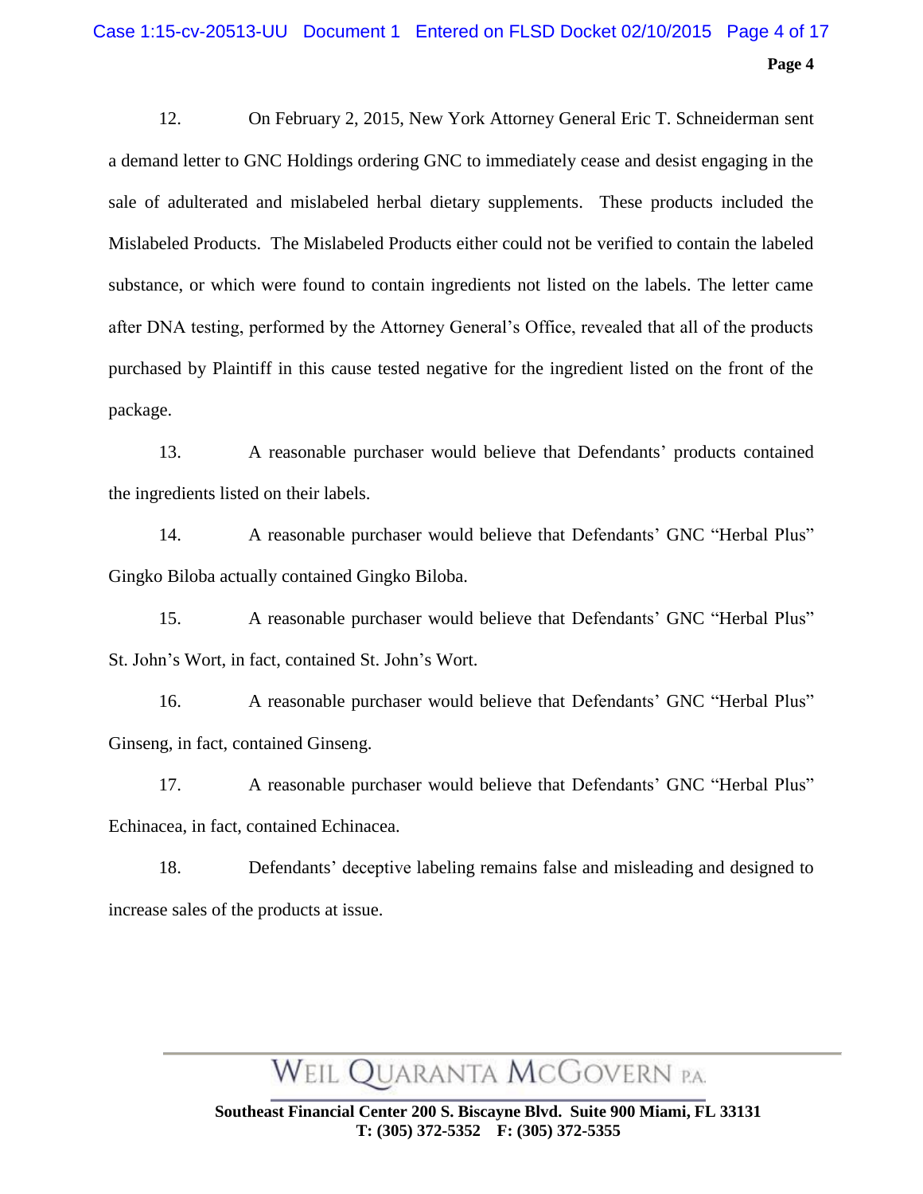12. On February 2, 2015, New York Attorney General Eric T. Schneiderman sent a demand letter to GNC Holdings ordering GNC to immediately cease and desist engaging in the sale of adulterated and mislabeled herbal dietary supplements. These products included the Mislabeled Products. The Mislabeled Products either could not be verified to contain the labeled substance, or which were found to contain ingredients not listed on the labels. The letter came after DNA testing, performed by the Attorney General's Office, revealed that all of the products purchased by Plaintiff in this cause tested negative for the ingredient listed on the front of the package.

13. A reasonable purchaser would believe that Defendants' products contained the ingredients listed on their labels.

14. A reasonable purchaser would believe that Defendants' GNC "Herbal Plus" Gingko Biloba actually contained Gingko Biloba.

15. A reasonable purchaser would believe that Defendants' GNC "Herbal Plus" St. John's Wort, in fact, contained St. John's Wort.

16. A reasonable purchaser would believe that Defendants' GNC "Herbal Plus" Ginseng, in fact, contained Ginseng.

17. A reasonable purchaser would believe that Defendants' GNC "Herbal Plus" Echinacea, in fact, contained Echinacea.

18. Defendants' deceptive labeling remains false and misleading and designed to increase sales of the products at issue.

WEIL QUARANTA MCGOVERN P.A.

**Southeast Financial Center 200 S. Biscayne Blvd. Suite 900 Miami, FL 33131**
**T: (305) 372-5352 F: (305) 372-5355**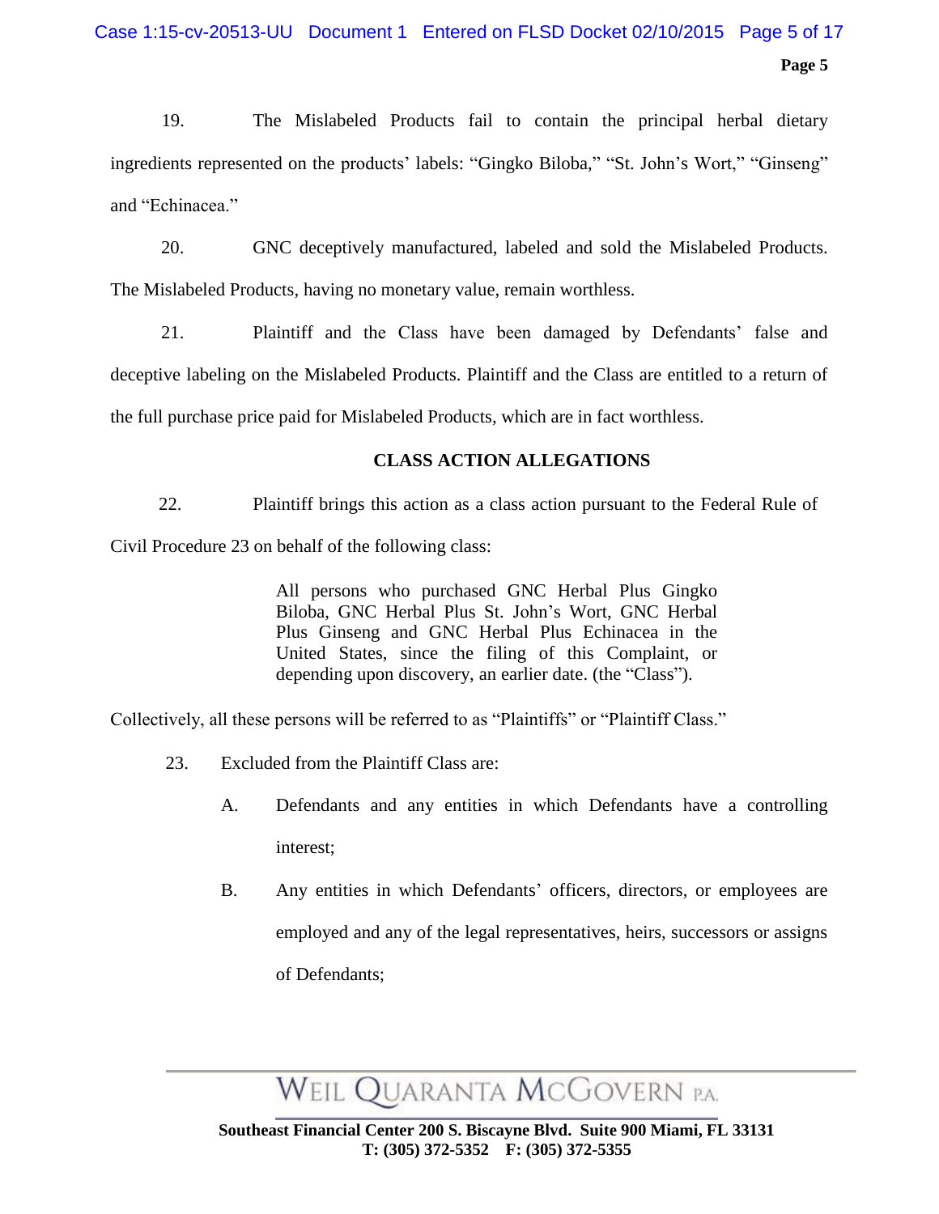19. The Mislabeled Products fail to contain the principal herbal dietary ingredients represented on the products' labels: "Gingko Biloba," "St. John's Wort," "Ginseng" and "Echinacea."

20. GNC deceptively manufactured, labeled and sold the Mislabeled Products. The Mislabeled Products, having no monetary value, remain worthless.

21. Plaintiff and the Class have been damaged by Defendants' false and deceptive labeling on the Mislabeled Products. Plaintiff and the Class are entitled to a return of the full purchase price paid for Mislabeled Products, which are in fact worthless.

## CLASS ACTION ALLEGATIONS

22. Plaintiff brings this action as a class action pursuant to the Federal Rule of Civil Procedure 23 on behalf of the following class:

> All persons who purchased GNC Herbal Plus Gingko Biloba, GNC Herbal Plus St. John's Wort, GNC Herbal Plus Ginseng and GNC Herbal Plus Echinacea in the United States, since the filing of this Complaint, or depending upon discovery, an earlier date. (the "Class").

Collectively, all these persons will be referred to as "Plaintiffs" or "Plaintiff Class."

23. Excluded from the Plaintiff Class are:

A. Defendants and any entities in which Defendants have a controlling interest;

B. Any entities in which Defendants' officers, directors, or employees are employed and any of the legal representatives, heirs, successors or assigns of Defendants;

WEIL QUARANTA MCGOVERN P.A.

Southeast Financial Center 200 S. Biscayne Blvd. Suite 900 Miami, FL 33131
T: (305) 372-5352 F: (305) 372-5355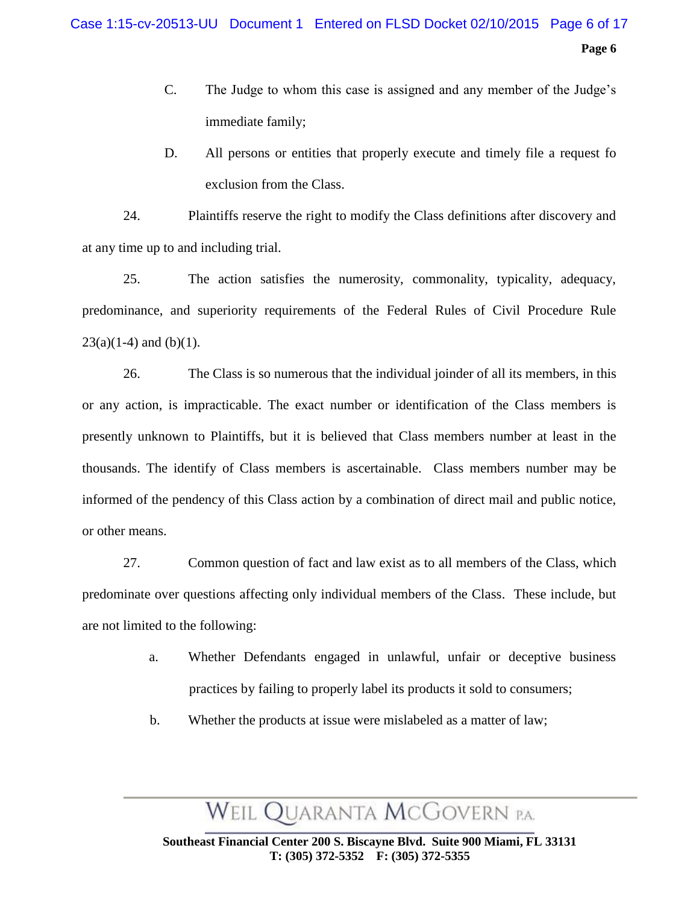C. The Judge to whom this case is assigned and any member of the Judge's immediate family;

D. All persons or entities that properly execute and timely file a request fo exclusion from the Class.

24. Plaintiffs reserve the right to modify the Class definitions after discovery and at any time up to and including trial.

25. The action satisfies the numerosity, commonality, typicality, adequacy, predominance, and superiority requirements of the Federal Rules of Civil Procedure Rule 23(a)(1-4) and (b)(1).

26. The Class is so numerous that the individual joinder of all its members, in this or any action, is impracticable. The exact number or identification of the Class members is presently unknown to Plaintiffs, but it is believed that Class members number at least in the thousands. The identify of Class members is ascertainable. Class members number may be informed of the pendency of this Class action by a combination of direct mail and public notice, or other means.

27. Common question of fact and law exist as to all members of the Class, which predominate over questions affecting only individual members of the Class. These include, but are not limited to the following:

a. Whether Defendants engaged in unlawful, unfair or deceptive business practices by failing to properly label its products it sold to consumers;

b. Whether the products at issue were mislabeled as a matter of law;

WEIL QUARANTA MCGOVERN P.A.

**Southeast Financial Center 200 S. Biscayne Blvd. Suite 900 Miami, FL 33131**
**T: (305) 372-5352 F: (305) 372-5355**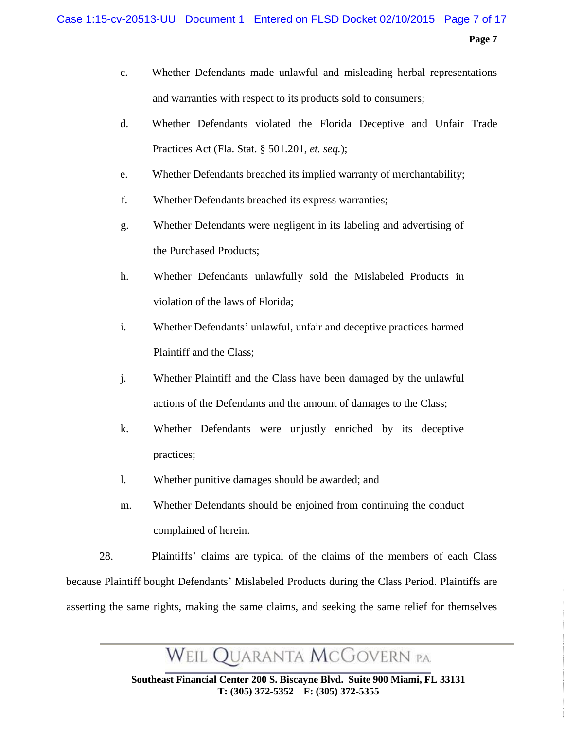c. Whether Defendants made unlawful and misleading herbal representations and warranties with respect to its products sold to consumers;

d. Whether Defendants violated the Florida Deceptive and Unfair Trade Practices Act (Fla. Stat. § 501.201, *et. seq.*);

e. Whether Defendants breached its implied warranty of merchantability;

f. Whether Defendants breached its express warranties;

g. Whether Defendants were negligent in its labeling and advertising of the Purchased Products;

h. Whether Defendants unlawfully sold the Mislabeled Products in violation of the laws of Florida;

i. Whether Defendants' unlawful, unfair and deceptive practices harmed Plaintiff and the Class;

j. Whether Plaintiff and the Class have been damaged by the unlawful actions of the Defendants and the amount of damages to the Class;

k. Whether Defendants were unjustly enriched by its deceptive practices;

l. Whether punitive damages should be awarded; and

m. Whether Defendants should be enjoined from continuing the conduct complained of herein.

28. Plaintiffs' claims are typical of the claims of the members of each Class because Plaintiff bought Defendants' Mislabeled Products during the Class Period. Plaintiffs are asserting the same rights, making the same claims, and seeking the same relief for themselves

WEIL QUARANTA MCGOVERN P.A.

**Southeast Financial Center 200 S. Biscayne Blvd. Suite 900 Miami, FL 33131**
**T: (305) 372-5352 F: (305) 372-5355**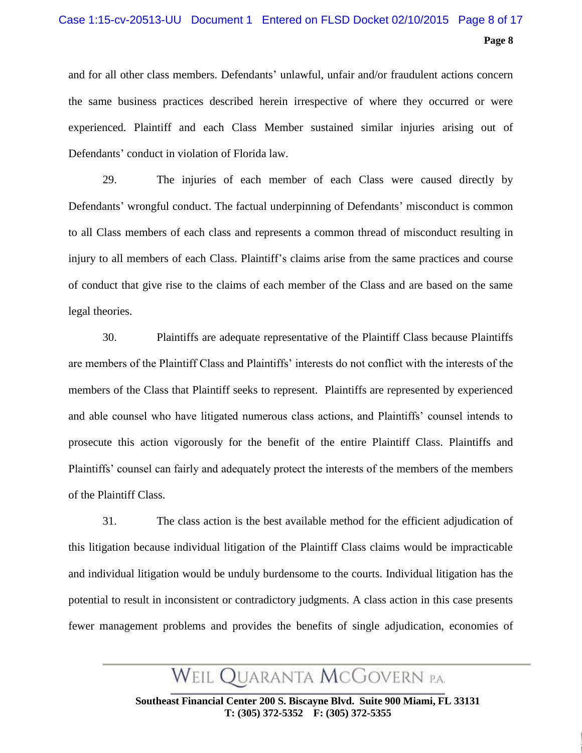and for all other class members. Defendants' unlawful, unfair and/or fraudulent actions concern the same business practices described herein irrespective of where they occurred or were experienced. Plaintiff and each Class Member sustained similar injuries arising out of Defendants' conduct in violation of Florida law.

29. The injuries of each member of each Class were caused directly by Defendants' wrongful conduct. The factual underpinning of Defendants' misconduct is common to all Class members of each class and represents a common thread of misconduct resulting in injury to all members of each Class. Plaintiff's claims arise from the same practices and course of conduct that give rise to the claims of each member of the Class and are based on the same legal theories.

30. Plaintiffs are adequate representative of the Plaintiff Class because Plaintiffs are members of the Plaintiff Class and Plaintiffs' interests do not conflict with the interests of the members of the Class that Plaintiff seeks to represent. Plaintiffs are represented by experienced and able counsel who have litigated numerous class actions, and Plaintiffs' counsel intends to prosecute this action vigorously for the benefit of the entire Plaintiff Class. Plaintiffs and Plaintiffs' counsel can fairly and adequately protect the interests of the members of the members of the Plaintiff Class.

31. The class action is the best available method for the efficient adjudication of this litigation because individual litigation of the Plaintiff Class claims would be impracticable and individual litigation would be unduly burdensome to the courts. Individual litigation has the potential to result in inconsistent or contradictory judgments. A class action in this case presents fewer management problems and provides the benefits of single adjudication, economies of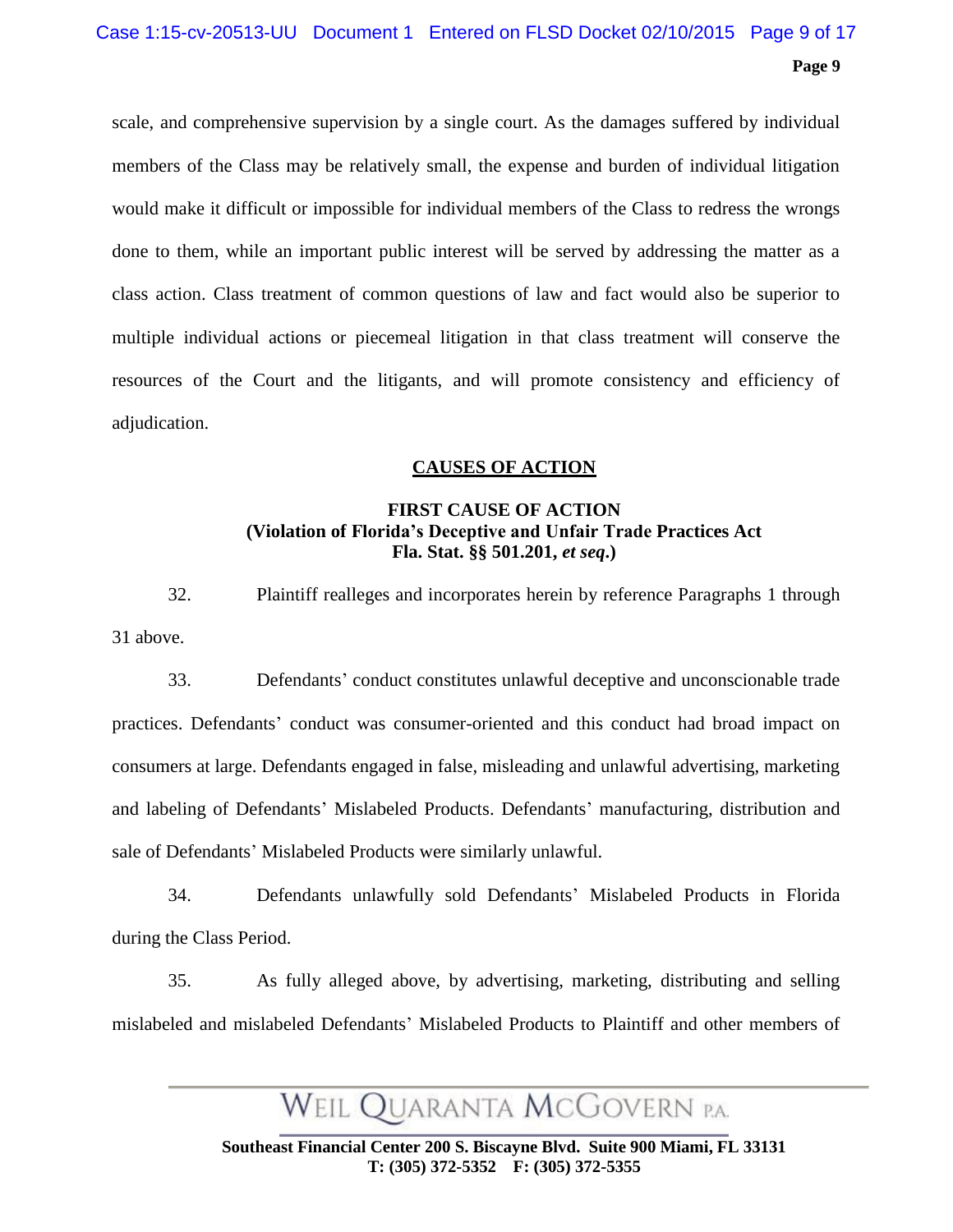scale, and comprehensive supervision by a single court. As the damages suffered by individual members of the Class may be relatively small, the expense and burden of individual litigation would make it difficult or impossible for individual members of the Class to redress the wrongs done to them, while an important public interest will be served by addressing the matter as a class action. Class treatment of common questions of law and fact would also be superior to multiple individual actions or piecemeal litigation in that class treatment will conserve the resources of the Court and the litigants, and will promote consistency and efficiency of adjudication.

## CAUSES OF ACTION

### FIRST CAUSE OF ACTION
### (Violation of Florida's Deceptive and Unfair Trade Practices Act Fla. Stat. §§ 501.201, *et seq.*)

32. Plaintiff realleges and incorporates herein by reference Paragraphs 1 through 31 above.

33. Defendants' conduct constitutes unlawful deceptive and unconscionable trade practices. Defendants' conduct was consumer-oriented and this conduct had broad impact on consumers at large. Defendants engaged in false, misleading and unlawful advertising, marketing and labeling of Defendants' Mislabeled Products. Defendants' manufacturing, distribution and sale of Defendants' Mislabeled Products were similarly unlawful.

34. Defendants unlawfully sold Defendants' Mislabeled Products in Florida during the Class Period.

35. As fully alleged above, by advertising, marketing, distributing and selling mislabeled and mislabeled Defendants' Mislabeled Products to Plaintiff and other members of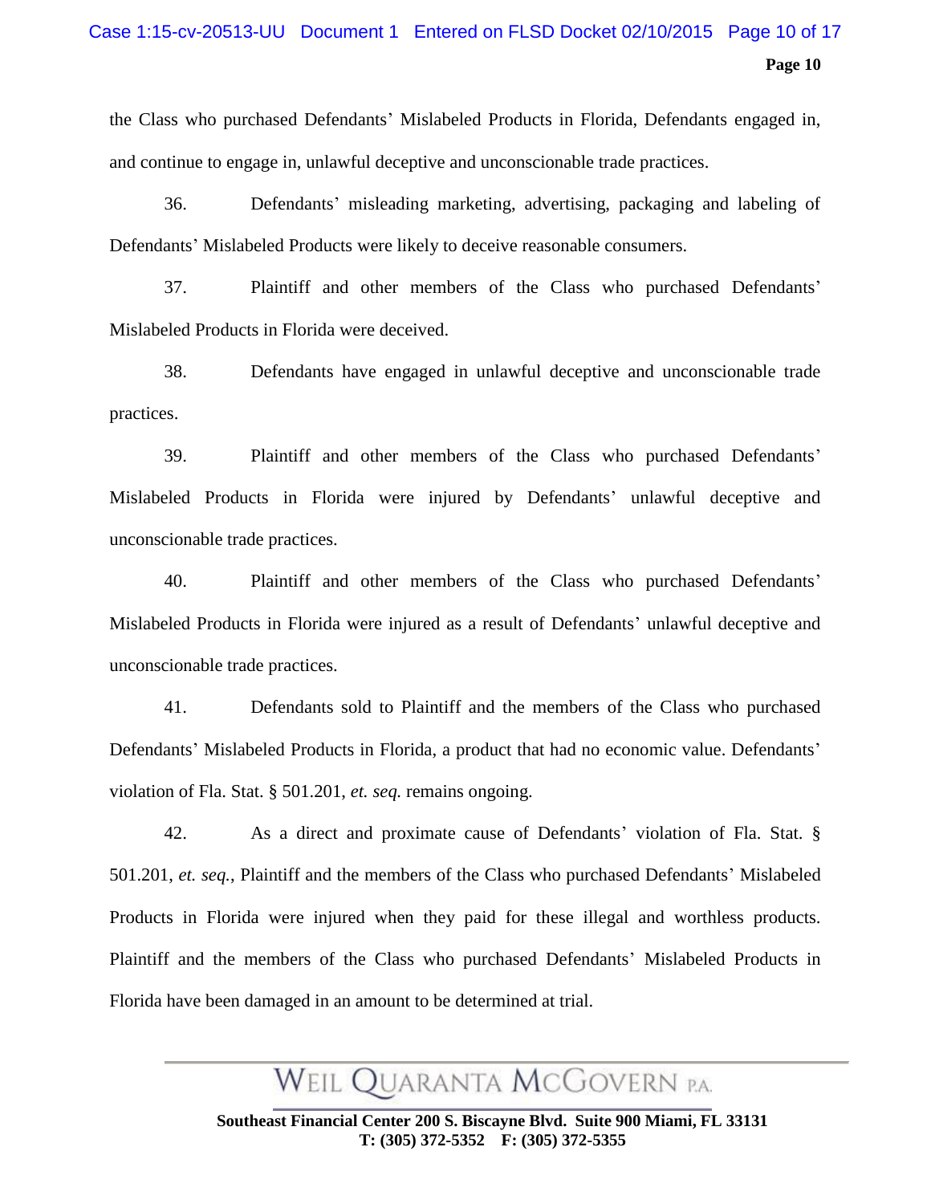the Class who purchased Defendants' Mislabeled Products in Florida, Defendants engaged in, and continue to engage in, unlawful deceptive and unconscionable trade practices.

36. Defendants' misleading marketing, advertising, packaging and labeling of Defendants' Mislabeled Products were likely to deceive reasonable consumers.

37. Plaintiff and other members of the Class who purchased Defendants' Mislabeled Products in Florida were deceived.

38. Defendants have engaged in unlawful deceptive and unconscionable trade practices.

39. Plaintiff and other members of the Class who purchased Defendants' Mislabeled Products in Florida were injured by Defendants' unlawful deceptive and unconscionable trade practices.

40. Plaintiff and other members of the Class who purchased Defendants' Mislabeled Products in Florida were injured as a result of Defendants' unlawful deceptive and unconscionable trade practices.

41. Defendants sold to Plaintiff and the members of the Class who purchased Defendants' Mislabeled Products in Florida, a product that had no economic value. Defendants' violation of Fla. Stat. § 501.201, *et. seq.* remains ongoing.

42. As a direct and proximate cause of Defendants' violation of Fla. Stat. § 501.201, *et. seq.*, Plaintiff and the members of the Class who purchased Defendants' Mislabeled Products in Florida were injured when they paid for these illegal and worthless products. Plaintiff and the members of the Class who purchased Defendants' Mislabeled Products in Florida have been damaged in an amount to be determined at trial.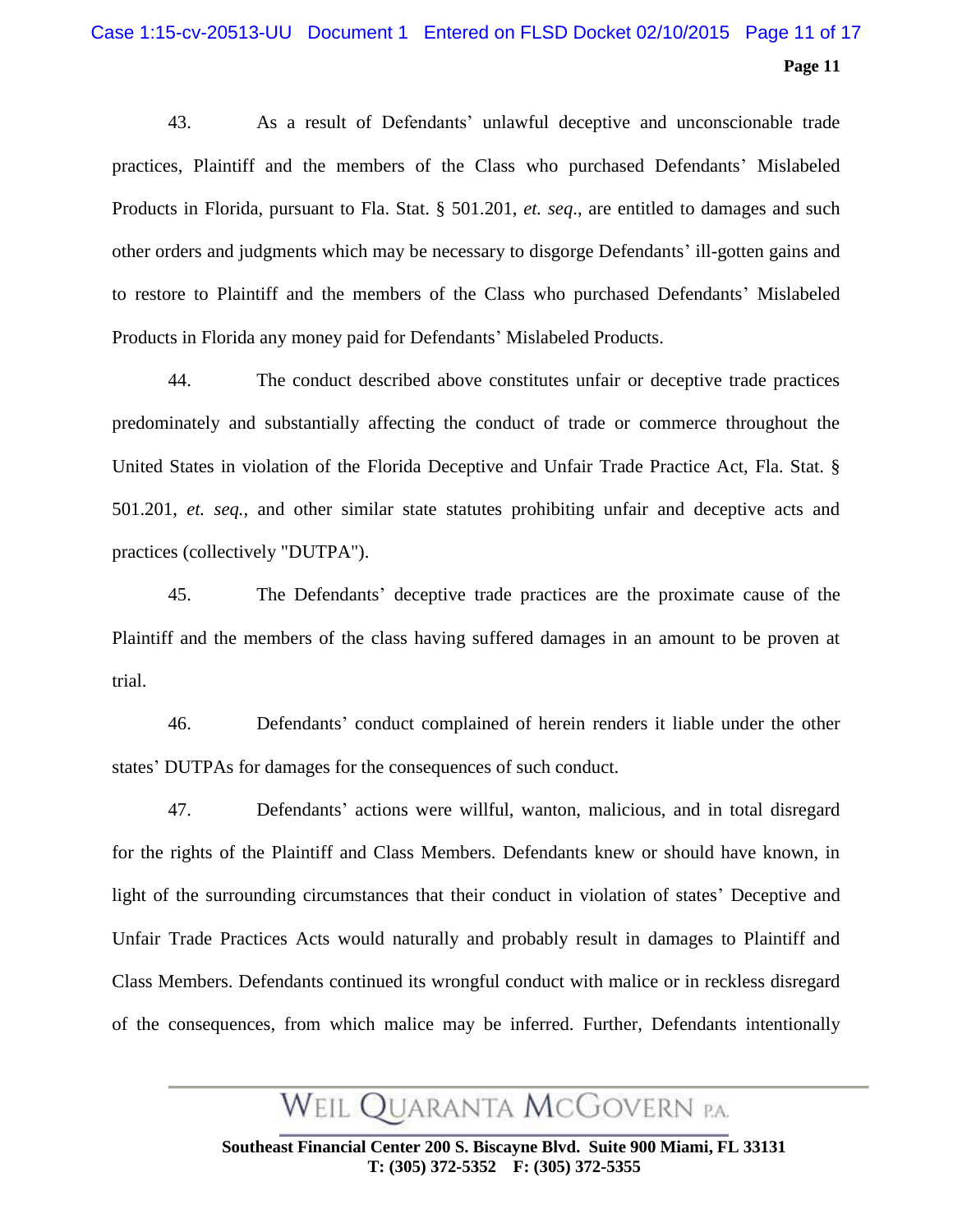43. As a result of Defendants' unlawful deceptive and unconscionable trade practices, Plaintiff and the members of the Class who purchased Defendants' Mislabeled Products in Florida, pursuant to Fla. Stat. § 501.201, *et. seq*., are entitled to damages and such other orders and judgments which may be necessary to disgorge Defendants' ill-gotten gains and to restore to Plaintiff and the members of the Class who purchased Defendants' Mislabeled Products in Florida any money paid for Defendants' Mislabeled Products.

44. The conduct described above constitutes unfair or deceptive trade practices predominately and substantially affecting the conduct of trade or commerce throughout the United States in violation of the Florida Deceptive and Unfair Trade Practice Act, Fla. Stat. § 501.201, *et. seq.*, and other similar state statutes prohibiting unfair and deceptive acts and practices (collectively "DUTPA").

45. The Defendants' deceptive trade practices are the proximate cause of the Plaintiff and the members of the class having suffered damages in an amount to be proven at trial.

46. Defendants' conduct complained of herein renders it liable under the other states' DUTPAs for damages for the consequences of such conduct.

47. Defendants' actions were willful, wanton, malicious, and in total disregard for the rights of the Plaintiff and Class Members. Defendants knew or should have known, in light of the surrounding circumstances that their conduct in violation of states' Deceptive and Unfair Trade Practices Acts would naturally and probably result in damages to Plaintiff and Class Members. Defendants continued its wrongful conduct with malice or in reckless disregard of the consequences, from which malice may be inferred. Further, Defendants intentionally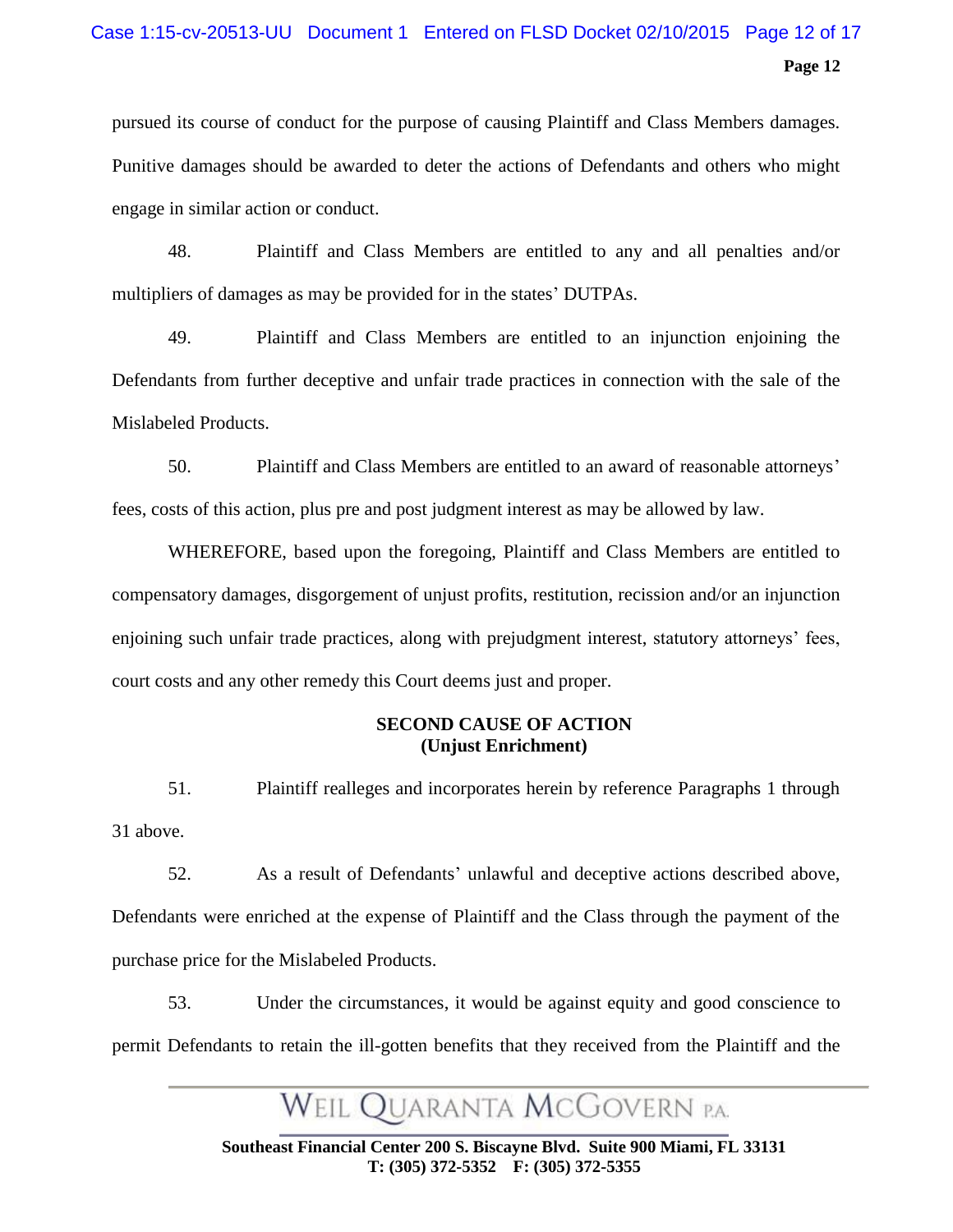pursued its course of conduct for the purpose of causing Plaintiff and Class Members damages. Punitive damages should be awarded to deter the actions of Defendants and others who might engage in similar action or conduct.

48. Plaintiff and Class Members are entitled to any and all penalties and/or multipliers of damages as may be provided for in the states' DUTPAs.

49. Plaintiff and Class Members are entitled to an injunction enjoining the Defendants from further deceptive and unfair trade practices in connection with the sale of the Mislabeled Products.

50. Plaintiff and Class Members are entitled to an award of reasonable attorneys' fees, costs of this action, plus pre and post judgment interest as may be allowed by law.

WHEREFORE, based upon the foregoing, Plaintiff and Class Members are entitled to compensatory damages, disgorgement of unjust profits, restitution, recission and/or an injunction enjoining such unfair trade practices, along with prejudgment interest, statutory attorneys' fees, court costs and any other remedy this Court deems just and proper.

**SECOND CAUSE OF ACTION**
**(Unjust Enrichment)**

51. Plaintiff realleges and incorporates herein by reference Paragraphs 1 through 31 above.

52. As a result of Defendants' unlawful and deceptive actions described above, Defendants were enriched at the expense of Plaintiff and the Class through the payment of the purchase price for the Mislabeled Products.

53. Under the circumstances, it would be against equity and good conscience to permit Defendants to retain the ill-gotten benefits that they received from the Plaintiff and the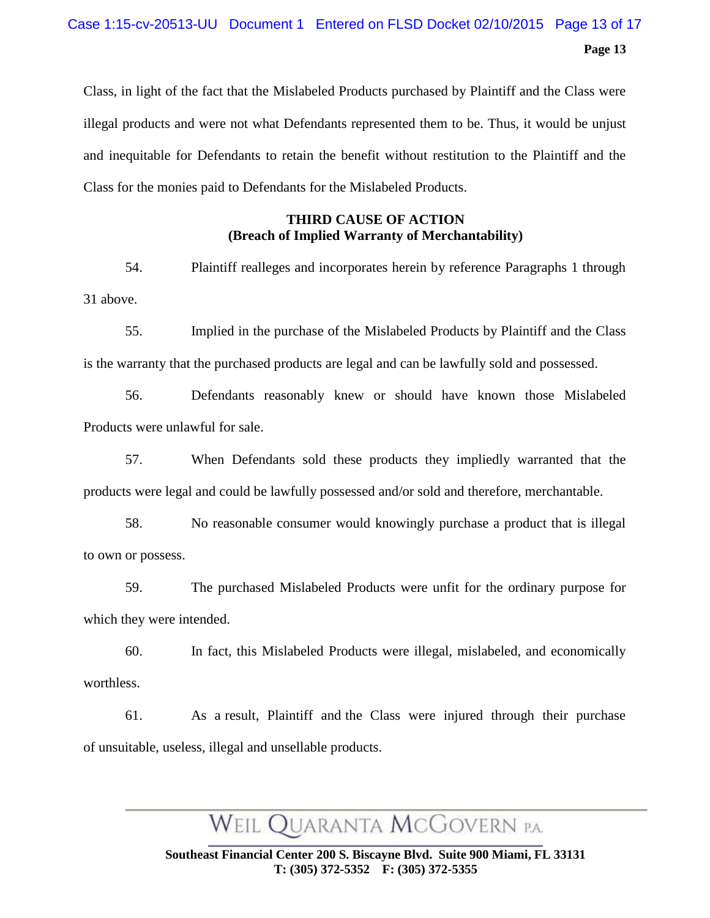Class, in light of the fact that the Mislabeled Products purchased by Plaintiff and the Class were illegal products and were not what Defendants represented them to be. Thus, it would be unjust and inequitable for Defendants to retain the benefit without restitution to the Plaintiff and the Class for the monies paid to Defendants for the Mislabeled Products.

**THIRD CAUSE OF ACTION**
**(Breach of Implied Warranty of Merchantability)**

54. Plaintiff realleges and incorporates herein by reference Paragraphs 1 through 31 above.

55. Implied in the purchase of the Mislabeled Products by Plaintiff and the Class is the warranty that the purchased products are legal and can be lawfully sold and possessed.

56. Defendants reasonably knew or should have known those Mislabeled Products were unlawful for sale.

57. When Defendants sold these products they impliedly warranted that the products were legal and could be lawfully possessed and/or sold and therefore, merchantable.

58. No reasonable consumer would knowingly purchase a product that is illegal to own or possess.

59. The purchased Mislabeled Products were unfit for the ordinary purpose for which they were intended.

60. In fact, this Mislabeled Products were illegal, mislabeled, and economically worthless.

61. As a result, Plaintiff and the Class were injured through their purchase of unsuitable, useless, illegal and unsellable products.

WEIL QUARANTA MCGOVERN P.A.

**Southeast Financial Center 200 S. Biscayne Blvd. Suite 900 Miami, FL 33131**
**T: (305) 372-5352 F: (305) 372-5355**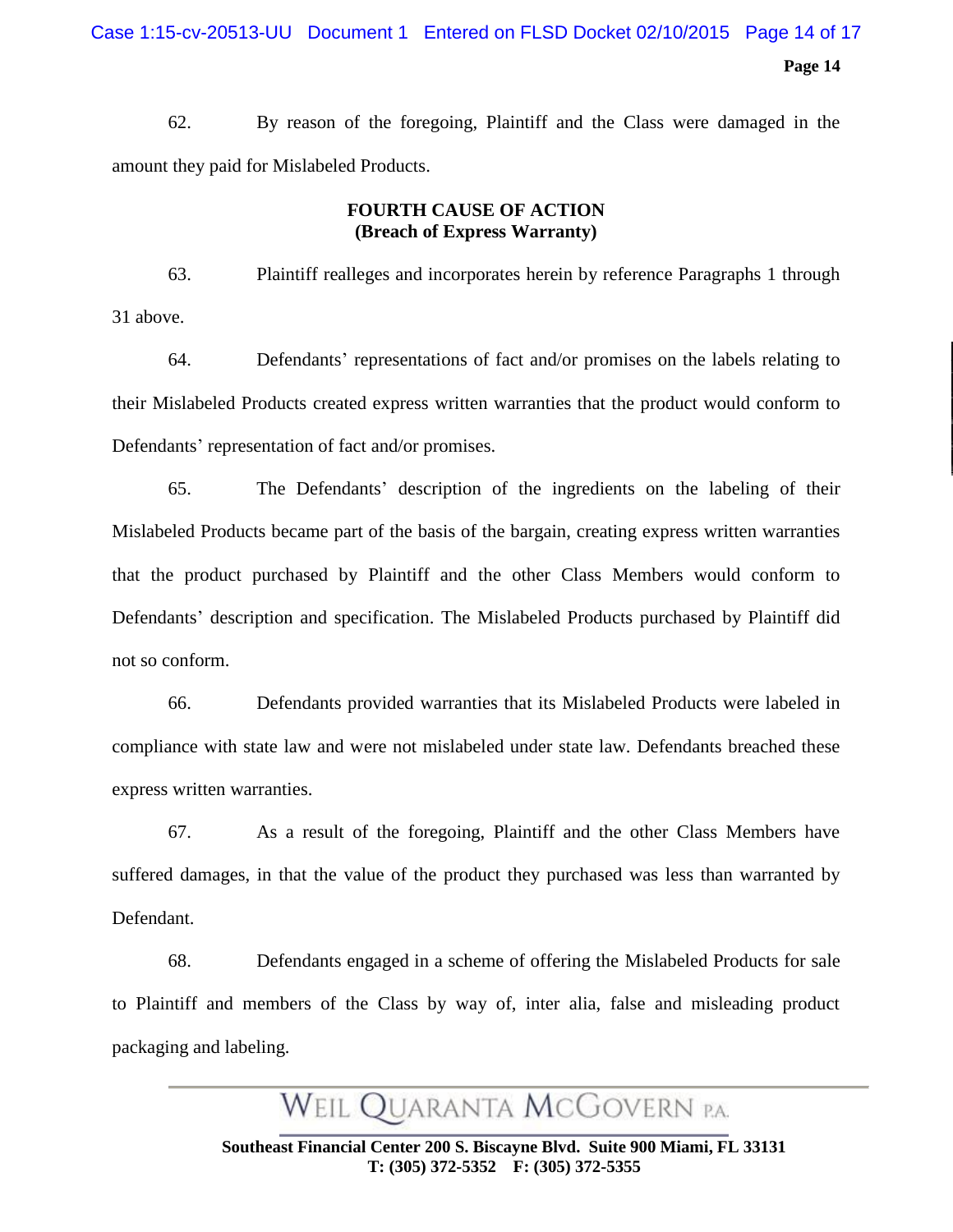62. By reason of the foregoing, Plaintiff and the Class were damaged in the amount they paid for Mislabeled Products.

**FOURTH CAUSE OF ACTION**
**(Breach of Express Warranty)**

63. Plaintiff realleges and incorporates herein by reference Paragraphs 1 through 31 above.

64. Defendants' representations of fact and/or promises on the labels relating to their Mislabeled Products created express written warranties that the product would conform to Defendants' representation of fact and/or promises.

65. The Defendants' description of the ingredients on the labeling of their Mislabeled Products became part of the basis of the bargain, creating express written warranties that the product purchased by Plaintiff and the other Class Members would conform to Defendants' description and specification. The Mislabeled Products purchased by Plaintiff did not so conform.

66. Defendants provided warranties that its Mislabeled Products were labeled in compliance with state law and were not mislabeled under state law. Defendants breached these express written warranties.

67. As a result of the foregoing, Plaintiff and the other Class Members have suffered damages, in that the value of the product they purchased was less than warranted by Defendant.

68. Defendants engaged in a scheme of offering the Mislabeled Products for sale to Plaintiff and members of the Class by way of, inter alia, false and misleading product packaging and labeling.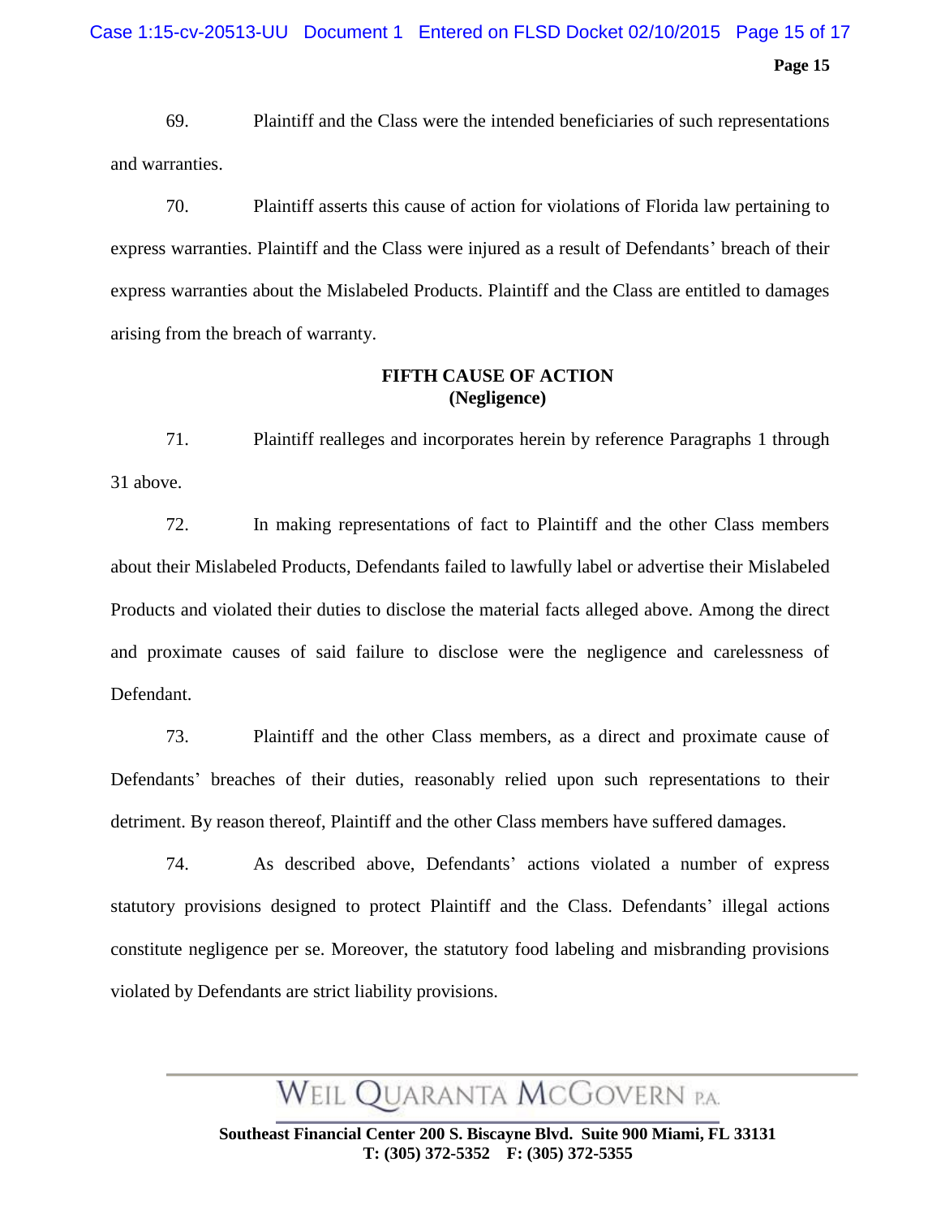69. Plaintiff and the Class were the intended beneficiaries of such representations and warranties.

70. Plaintiff asserts this cause of action for violations of Florida law pertaining to express warranties. Plaintiff and the Class were injured as a result of Defendants' breach of their express warranties about the Mislabeled Products. Plaintiff and the Class are entitled to damages arising from the breach of warranty.

**FIFTH CAUSE OF ACTION**
**(Negligence)**

71. Plaintiff realleges and incorporates herein by reference Paragraphs 1 through 31 above.

72. In making representations of fact to Plaintiff and the other Class members about their Mislabeled Products, Defendants failed to lawfully label or advertise their Mislabeled Products and violated their duties to disclose the material facts alleged above. Among the direct and proximate causes of said failure to disclose were the negligence and carelessness of Defendant.

73. Plaintiff and the other Class members, as a direct and proximate cause of Defendants' breaches of their duties, reasonably relied upon such representations to their detriment. By reason thereof, Plaintiff and the other Class members have suffered damages.

74. As described above, Defendants' actions violated a number of express statutory provisions designed to protect Plaintiff and the Class. Defendants' illegal actions constitute negligence per se. Moreover, the statutory food labeling and misbranding provisions violated by Defendants are strict liability provisions.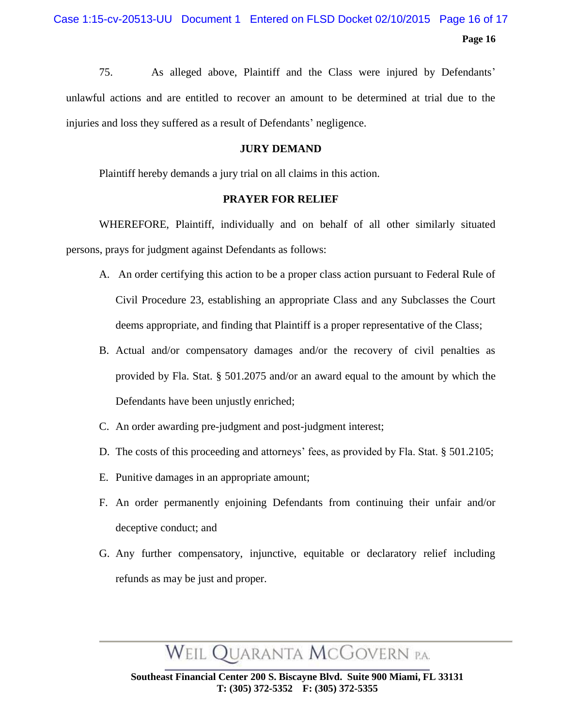75. As alleged above, Plaintiff and the Class were injured by Defendants' unlawful actions and are entitled to recover an amount to be determined at trial due to the injuries and loss they suffered as a result of Defendants' negligence.

## JURY DEMAND

Plaintiff hereby demands a jury trial on all claims in this action.

## PRAYER FOR RELIEF

WHEREFORE, Plaintiff, individually and on behalf of all other similarly situated persons, prays for judgment against Defendants as follows:

A. An order certifying this action to be a proper class action pursuant to Federal Rule of Civil Procedure 23, establishing an appropriate Class and any Subclasses the Court deems appropriate, and finding that Plaintiff is a proper representative of the Class;

B. Actual and/or compensatory damages and/or the recovery of civil penalties as provided by Fla. Stat. § 501.2075 and/or an award equal to the amount by which the Defendants have been unjustly enriched;

C. An order awarding pre-judgment and post-judgment interest;

D. The costs of this proceeding and attorneys' fees, as provided by Fla. Stat. § 501.2105;

E. Punitive damages in an appropriate amount;

F. An order permanently enjoining Defendants from continuing their unfair and/or deceptive conduct; and

G. Any further compensatory, injunctive, equitable or declaratory relief including refunds as may be just and proper.

WEIL QUARANTA MCGOVERN P.A.

**Southeast Financial Center 200 S. Biscayne Blvd. Suite 900 Miami, FL 33131**
**T: (305) 372-5352 F: (305) 372-5355**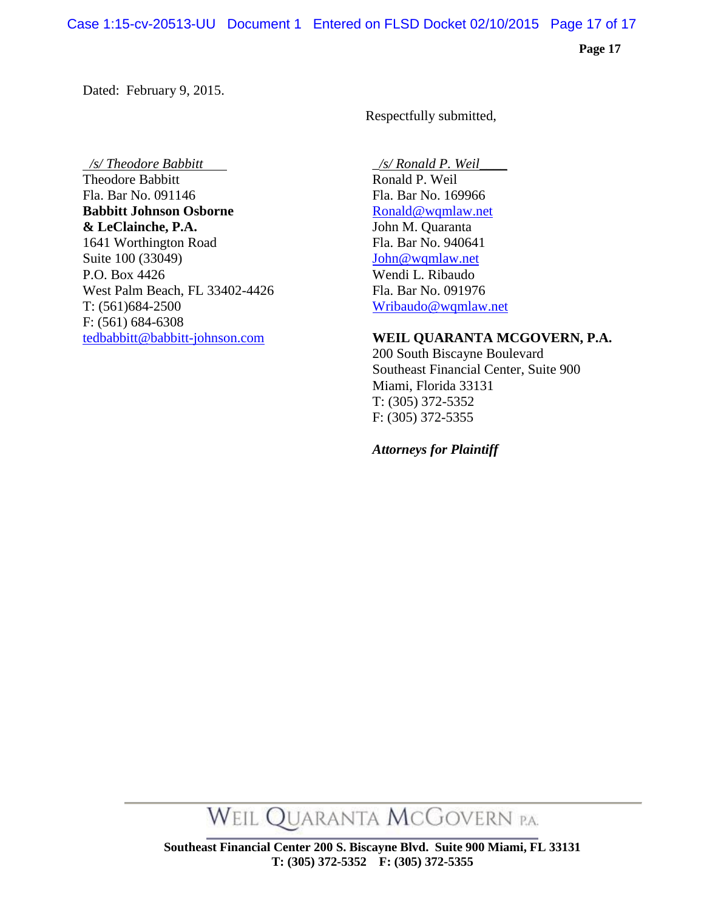Dated: February 9, 2015.

Respectfully submitted,

*/s/ Theodore Babbitt*
Theodore Babbitt
Fla. Bar No. 091146
**Babbitt Johnson Osborne & LeClainche, P.A.**
1641 Worthington Road
Suite 100 (33049)
P.O. Box 4426
West Palm Beach, FL 33402-4426
T: (561)684-2500
F: (561) 684-6308
tedbabbitt@babbitt-johnson.com

*/s/ Ronald P. Weil*
Ronald P. Weil
Fla. Bar No. 169966
Ronald@wqmlaw.net
John M. Quaranta
Fla. Bar No. 940641
John@wqmlaw.net
Wendi L. Ribaudo
Fla. Bar No. 091976
Wribaudo@wqmlaw.net

**WEIL QUARANTA MCGOVERN, P.A.**
200 South Biscayne Boulevard
Southeast Financial Center, Suite 900
Miami, Florida 33131
T: (305) 372-5352
F: (305) 372-5355

***Attorneys for Plaintiff***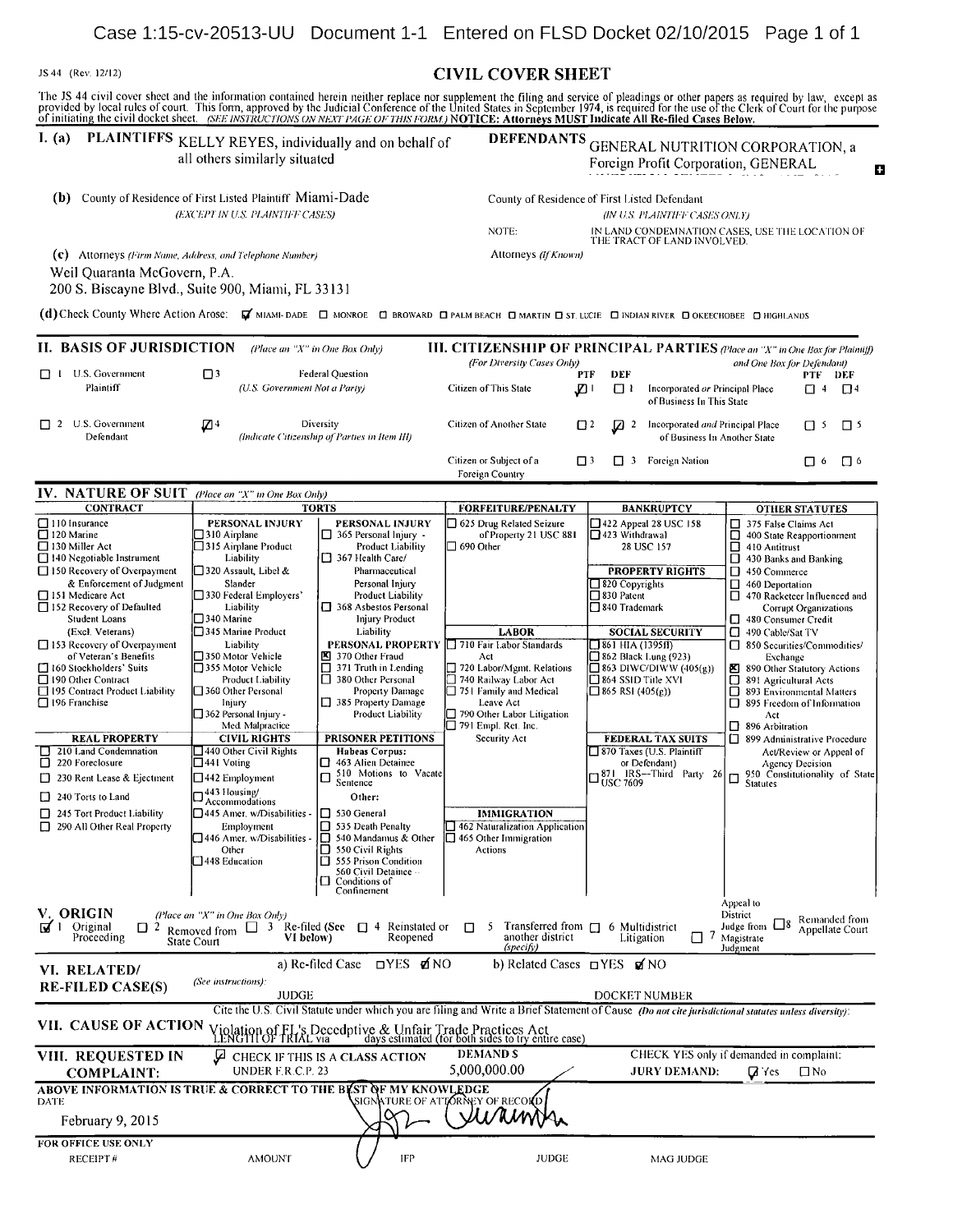JS 44 (Rev. 12/12)

# CIVIL COVER SHEET

The JS 44 civil cover sheet and the information contained herein neither replace nor supplement the filing and service of pleadings or other papers as required by law, except as provided by local rules of court. This form, approved by the Judicial Conference of the United States in September 1974, is required for the use of the Clerk of Court for the purpose of initiating the civil docket sheet. *(SEE INSTRUCTIONS ON NEXT PAGE OF THIS FORM.)* **NOTICE: Attorneys MUST Indicate All Re-filed Cases Below.**

**I. (a) PLAINTIFFS** KELLY REYES, individually and on behalf of all others similarly situated

**DEFENDANTS** GENERAL NUTRITION CORPORATION, a Foreign Profit Corporation, GENERAL

**(b)** County of Residence of First Listed Plaintiff Miami-Dade
*(EXCEPT IN U.S. PLAINTIFF CASES)*

County of Residence of First Listed Defendant
*(IN U.S. PLAINTIFF CASES ONLY)*

NOTE: IN LAND CONDEMNATION CASES, USE THE LOCATION OF THE TRACT OF LAND INVOLVED.

**(c)** Attorneys *(Firm Name, Address, and Telephone Number)*
Weil Quaranta McGovern, P.A.
200 S. Biscayne Blvd., Suite 900, Miami, FL 33131

Attorneys *(If Known)*

**(d)** Check County Where Action Arose: ☑ MIAMI-DADE ☐ MONROE ☐ BROWARD ☐ PALM BEACH ☐ MARTIN ☐ ST. LUCIE ☐ INDIAN RIVER ☐ OKEECHOBEE ☐ HIGHLANDS

**II. BASIS OF JURISDICTION** *(Place an "X" in One Box Only)*

☐ 1 U.S. Government Plaintiff
☐ 3 Federal Question *(U.S. Government Not a Party)*
☐ 2 U.S. Government Defendant
☑ 4 Diversity *(Indicate Citizenship of Parties in Item III)*

**III. CITIZENSHIP OF PRINCIPAL PARTIES** *(Place an "X" in One Box for Plaintiff and One Box for Defendant)* *(For Diversity Cases Only)*

| | PTF | DEF | | PTF | DEF |
|---|---|---|---|---|---|
| Citizen of This State | ☑ 1 | ☐ 1 | Incorporated *or* Principal Place of Business In This State | ☐ 4 | ☐ 4 |
| Citizen of Another State | ☐ 2 | ☑ 2 | Incorporated *and* Principal Place of Business In Another State | ☐ 5 | ☐ 5 |
| Citizen or Subject of a Foreign Country | ☐ 3 | ☐ 3 | Foreign Nation | ☐ 6 | ☐ 6 |

**IV. NATURE OF SUIT** *(Place an "X" in One Box Only)*

**CONTRACT**
☐ 110 Insurance
☐ 120 Marine
☐ 130 Miller Act
☐ 140 Negotiable Instrument
☐ 150 Recovery of Overpayment & Enforcement of Judgment
☐ 151 Medicare Act
☐ 152 Recovery of Defaulted Student Loans (Excl. Veterans)
☐ 153 Recovery of Overpayment of Veteran's Benefits
☐ 160 Stockholders' Suits
☐ 190 Other Contract
☐ 195 Contract Product Liability
☐ 196 Franchise

**REAL PROPERTY**
☐ 210 Land Condemnation
☐ 220 Foreclosure
☐ 230 Rent Lease & Ejectment
☐ 240 Torts to Land
☐ 245 Tort Product Liability
☐ 290 All Other Real Property

**TORTS**

PERSONAL INJURY
☐ 310 Airplane
☐ 315 Airplane Product Liability
☐ 320 Assault, Libel & Slander
☐ 330 Federal Employers' Liability
☐ 340 Marine
☐ 345 Marine Product Liability
☐ 350 Motor Vehicle
☐ 355 Motor Vehicle Product Liability
☐ 360 Other Personal Injury
☐ 362 Personal Injury - Med. Malpractice

PERSONAL INJURY
☐ 365 Personal Injury - Product Liability
☐ 367 Health Care/ Pharmaceutical Personal Injury Product Liability
☐ 368 Asbestos Personal Injury Product Liability

PERSONAL PROPERTY
☒ 370 Other Fraud
☐ 371 Truth in Lending
☐ 380 Other Personal Property Damage
☐ 385 Property Damage Product Liability

**CIVIL RIGHTS**
☐ 440 Other Civil Rights
☐ 441 Voting
☐ 442 Employment
☐ 443 Housing/ Accommodations
☐ 445 Amer. w/Disabilities - Employment
☐ 446 Amer. w/Disabilities - Other
☐ 448 Education

**PRISONER PETITIONS**
Habeas Corpus:
☐ 463 Alien Detainee
☐ 510 Motions to Vacate Sentence
Other:
☐ 530 General
☐ 535 Death Penalty
☐ 540 Mandamus & Other
☐ 550 Civil Rights
☐ 555 Prison Condition
☐ 560 Civil Detainee – Conditions of Confinement

**FORFEITURE/PENALTY**
☐ 625 Drug Related Seizure of Property 21 USC 881
☐ 690 Other

**LABOR**
☐ 710 Fair Labor Standards Act
☐ 720 Labor/Mgmt. Relations
☐ 740 Railway Labor Act
☐ 751 Family and Medical Leave Act
☐ 790 Other Labor Litigation
☐ 791 Empl. Ret. Inc. Security Act

**IMMIGRATION**
☐ 462 Naturalization Application
☐ 465 Other Immigration Actions

**BANKRUPTCY**
☐ 422 Appeal 28 USC 158
☐ 423 Withdrawal 28 USC 157

**PROPERTY RIGHTS**
☐ 820 Copyrights
☐ 830 Patent
☐ 840 Trademark

**SOCIAL SECURITY**
☐ 861 HIA (1395ff)
☐ 862 Black Lung (923)
☐ 863 DIWC/DIWW (405(g))
☐ 864 SSID Title XVI
☐ 865 RSI (405(g))

**FEDERAL TAX SUITS**
☐ 870 Taxes (U.S. Plaintiff or Defendant)
☐ 871 IRS—Third Party 26 USC 7609

**OTHER STATUTES**
☐ 375 False Claims Act
☐ 400 State Reapportionment
☐ 410 Antitrust
☐ 430 Banks and Banking
☐ 450 Commerce
☐ 460 Deportation
☐ 470 Racketeer Influenced and Corrupt Organizations
☐ 480 Consumer Credit
☐ 490 Cable/Sat TV
☐ 850 Securities/Commodities/ Exchange
☒ 890 Other Statutory Actions
☐ 891 Agricultural Acts
☐ 893 Environmental Matters
☐ 895 Freedom of Information Act
☐ 896 Arbitration
☐ 899 Administrative Procedure Act/Review or Appeal of Agency Decision
☐ 950 Constitutionality of State Statutes

**V. ORIGIN** *(Place an "X" in One Box Only)*

☑ 1 Original Proceeding ☐ 2 Removed from State Court ☐ 3 Re-filed (See VI below) ☐ 4 Reinstated or Reopened ☐ 5 Transferred from another district *(specify)* ☐ 6 Multidistrict Litigation ☐ 7 Appeal to District Judge from Magistrate Judgment ☐ 8 Remanded from Appellate Court

**VI. RELATED/ RE-FILED CASE(S)** *(See instructions):*
a) Re-filed Case ☐YES ☑NO b) Related Cases ☐YES ☑NO
JUDGE DOCKET NUMBER

**VII. CAUSE OF ACTION** Cite the U.S. Civil Statute under which you are filing and Write a Brief Statement of Cause *(Do not cite jurisdictional statutes unless diversity)*:
Violation of FL's Deceptive & Unfair Trade Practices Act
LENGTH OF TRIAL via days estimated (for both sides to try entire case)

**VIII. REQUESTED IN COMPLAINT:** ☑ CHECK IF THIS IS A CLASS ACTION UNDER F.R.C.P. 23
DEMAND $ 5,000,000.00
CHECK YES only if demanded in complaint:
JURY DEMAND: ☑ Yes ☐ No

**ABOVE INFORMATION IS TRUE & CORRECT TO THE BEST OF MY KNOWLEDGE**

DATE: February 9, 2015

SIGNATURE OF ATTORNEY OF RECORD

FOR OFFICE USE ONLY
RECEIPT # AMOUNT IFP JUDGE MAG JUDGE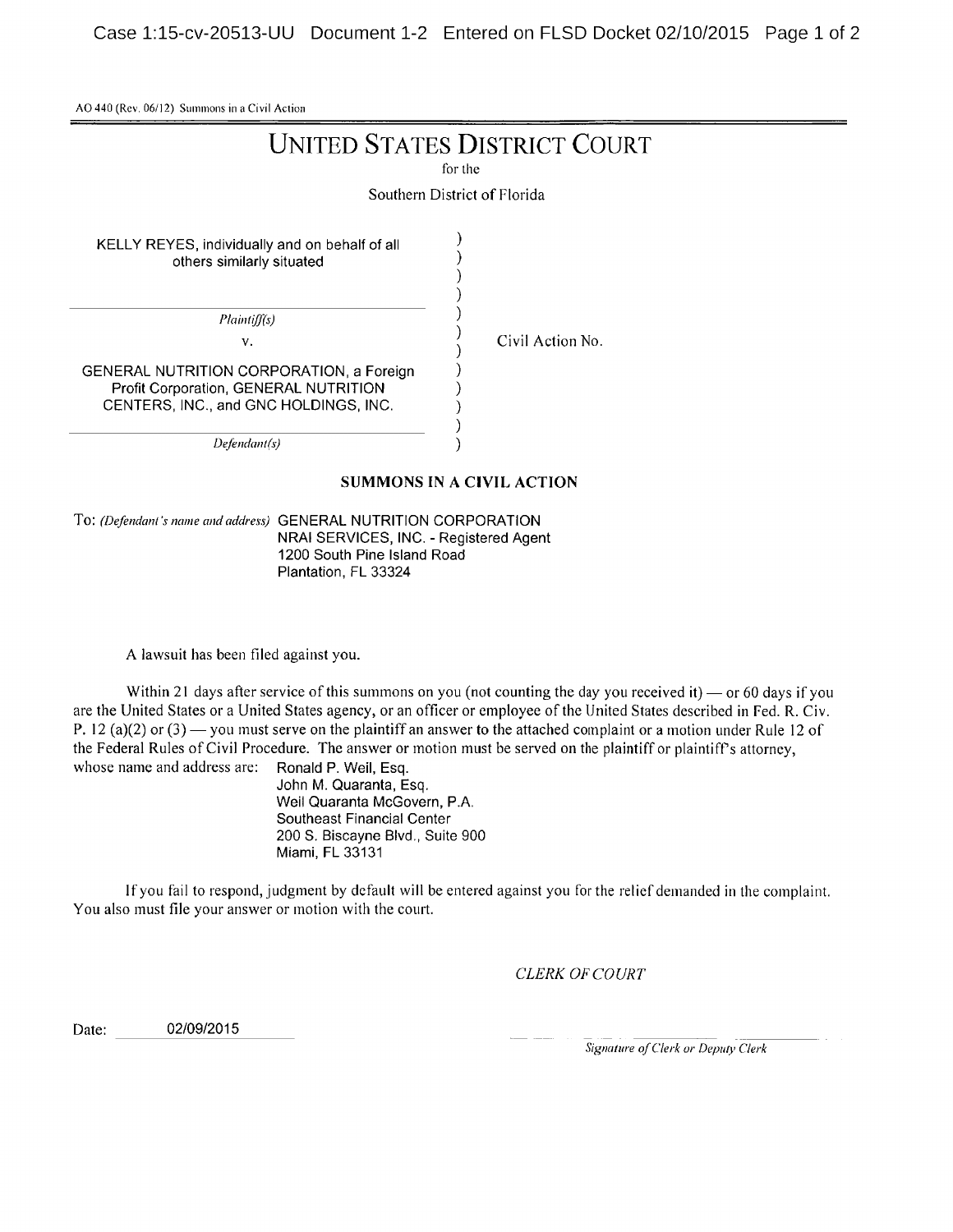AO 440 (Rev. 06/12) Summons in a Civil Action

# UNITED STATES DISTRICT COURT

for the

Southern District of Florida

| | | |
|---|---|---|
| KELLY REYES, individually and on behalf of all others similarly situated | ) | |
| *Plaintiff(s)* | ) | |
| v. | ) | Civil Action No. |
| GENERAL NUTRITION CORPORATION, a Foreign Profit Corporation, GENERAL NUTRITION CENTERS, INC., and GNC HOLDINGS, INC. | ) | |
| *Defendant(s)* | ) | |

## SUMMONS IN A CIVIL ACTION

To: *(Defendant's name and address)* GENERAL NUTRITION CORPORATION
NRAI SERVICES, INC. - Registered Agent
1200 South Pine Island Road
Plantation, FL 33324

A lawsuit has been filed against you.

Within 21 days after service of this summons on you (not counting the day you received it) — or 60 days if you are the United States or a United States agency, or an officer or employee of the United States described in Fed. R. Civ. P. 12 (a)(2) or (3) — you must serve on the plaintiff an answer to the attached complaint or a motion under Rule 12 of the Federal Rules of Civil Procedure. The answer or motion must be served on the plaintiff or plaintiff's attorney, whose name and address are:

Ronald P. Weil, Esq.
John M. Quaranta, Esq.
Weil Quaranta McGovern, P.A.
Southeast Financial Center
200 S. Biscayne Blvd., Suite 900
Miami, FL 33131

If you fail to respond, judgment by default will be entered against you for the relief demanded in the complaint. You also must file your answer or motion with the court.

*CLERK OF COURT*

Date: 02/09/2015

*Signature of Clerk or Deputy Clerk*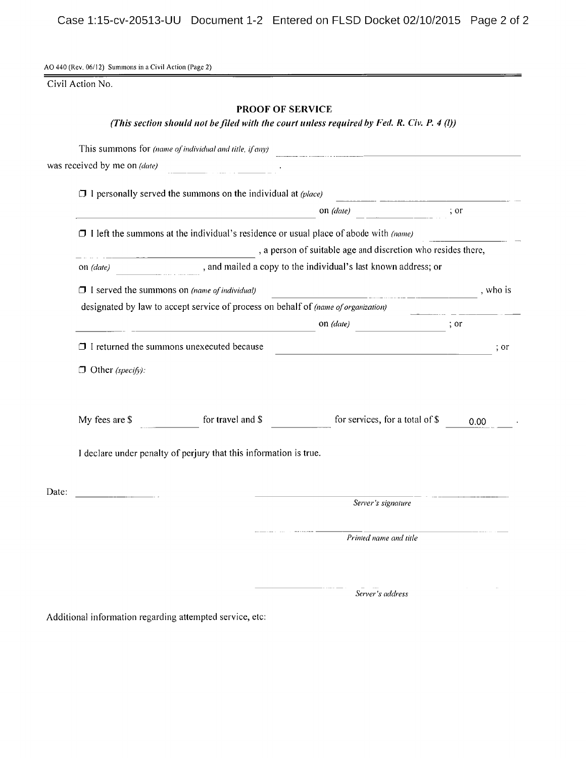AO 440 (Rev. 06/12) Summons in a Civil Action (Page 2)

Civil Action No.

## PROOF OF SERVICE

***(This section should not be filed with the court unless required by Fed. R. Civ. P. 4 (l))***

This summons for *(name of individual and title, if any)* ______________________________

was received by me on *(date)* ______________ .

☐ I personally served the summons on the individual at *(place)* ______________________________ on *(date)* ______________ ; or

☐ I left the summons at the individual's residence or usual place of abode with *(name)* ______________________________ , a person of suitable age and discretion who resides there, on *(date)* ______________ , and mailed a copy to the individual's last known address; or

☐ I served the summons on *(name of individual)* ______________________________ , who is designated by law to accept service of process on behalf of *(name of organization)* ______________________________ on *(date)* ______________ ; or

☐ I returned the summons unexecuted because ______________________________ ; or

☐ Other *(specify)*:

My fees are $ __________ for travel and $ __________ for services, for a total of $ 0.00 .

I declare under penalty of perjury that this information is true.

Date: ______________

______________________________
*Server's signature*

______________________________
*Printed name and title*

______________________________
*Server's address*

Additional information regarding attempted service, etc: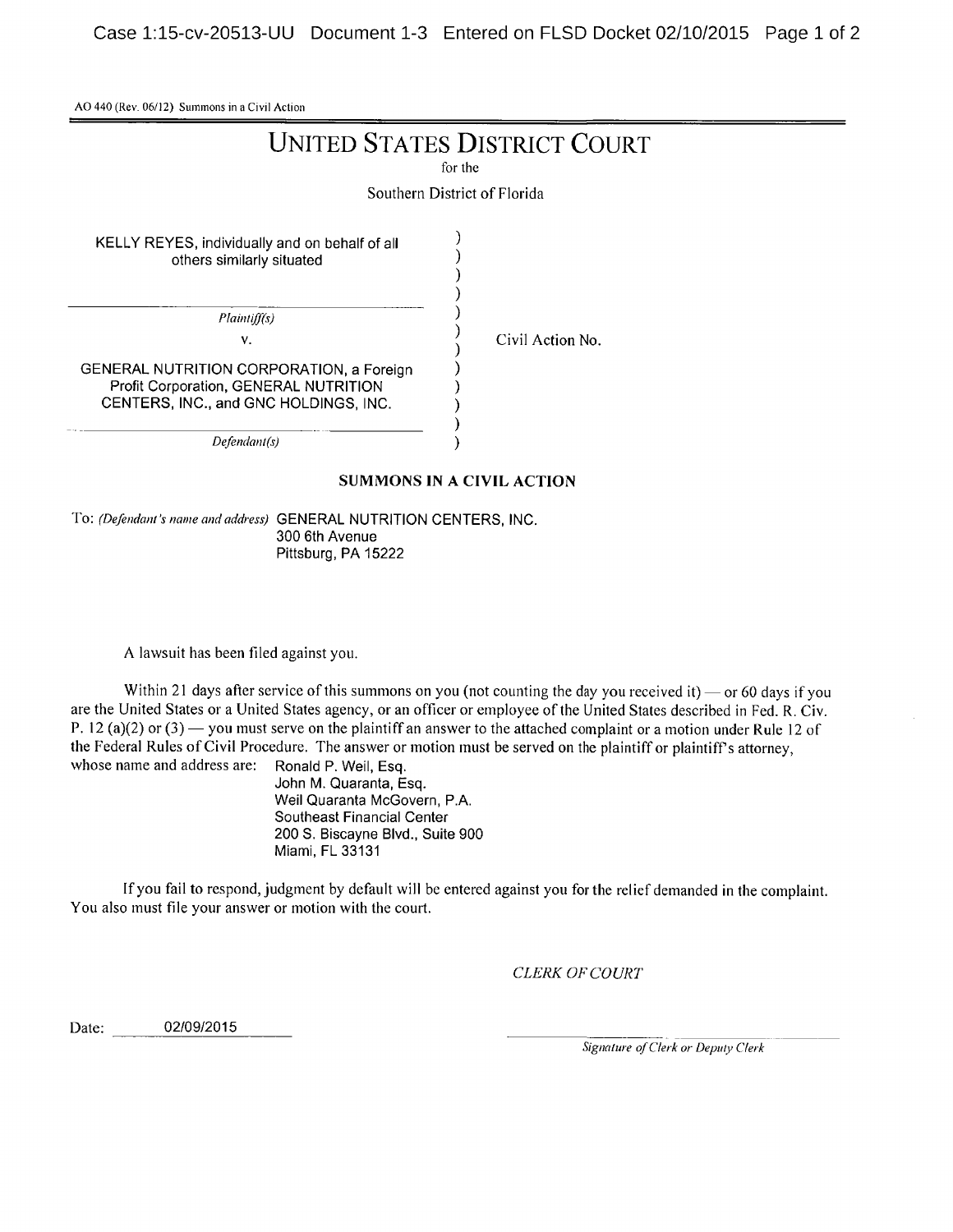AO 440 (Rev. 06/12) Summons in a Civil Action

# UNITED STATES DISTRICT COURT

for the

Southern District of Florida

| | | |
|---|---|---|
| KELLY REYES, individually and on behalf of all others similarly situated | ) | |
| *Plaintiff(s)* | ) | |
| v. | ) | Civil Action No. |
| GENERAL NUTRITION CORPORATION, a Foreign Profit Corporation, GENERAL NUTRITION CENTERS, INC., and GNC HOLDINGS, INC. | ) | |
| *Defendant(s)* | ) | |

**SUMMONS IN A CIVIL ACTION**

To: *(Defendant's name and address)* GENERAL NUTRITION CENTERS, INC.
300 6th Avenue
Pittsburg, PA 15222

A lawsuit has been filed against you.

Within 21 days after service of this summons on you (not counting the day you received it) — or 60 days if you are the United States or a United States agency, or an officer or employee of the United States described in Fed. R. Civ. P. 12 (a)(2) or (3) — you must serve on the plaintiff an answer to the attached complaint or a motion under Rule 12 of the Federal Rules of Civil Procedure. The answer or motion must be served on the plaintiff or plaintiff's attorney, whose name and address are:

Ronald P. Weil, Esq.
John M. Quaranta, Esq.
Weil Quaranta McGovern, P.A.
Southeast Financial Center
200 S. Biscayne Blvd., Suite 900
Miami, FL 33131

If you fail to respond, judgment by default will be entered against you for the relief demanded in the complaint. You also must file your answer or motion with the court.

*CLERK OF COURT*

Date: 02/09/2015

*Signature of Clerk or Deputy Clerk*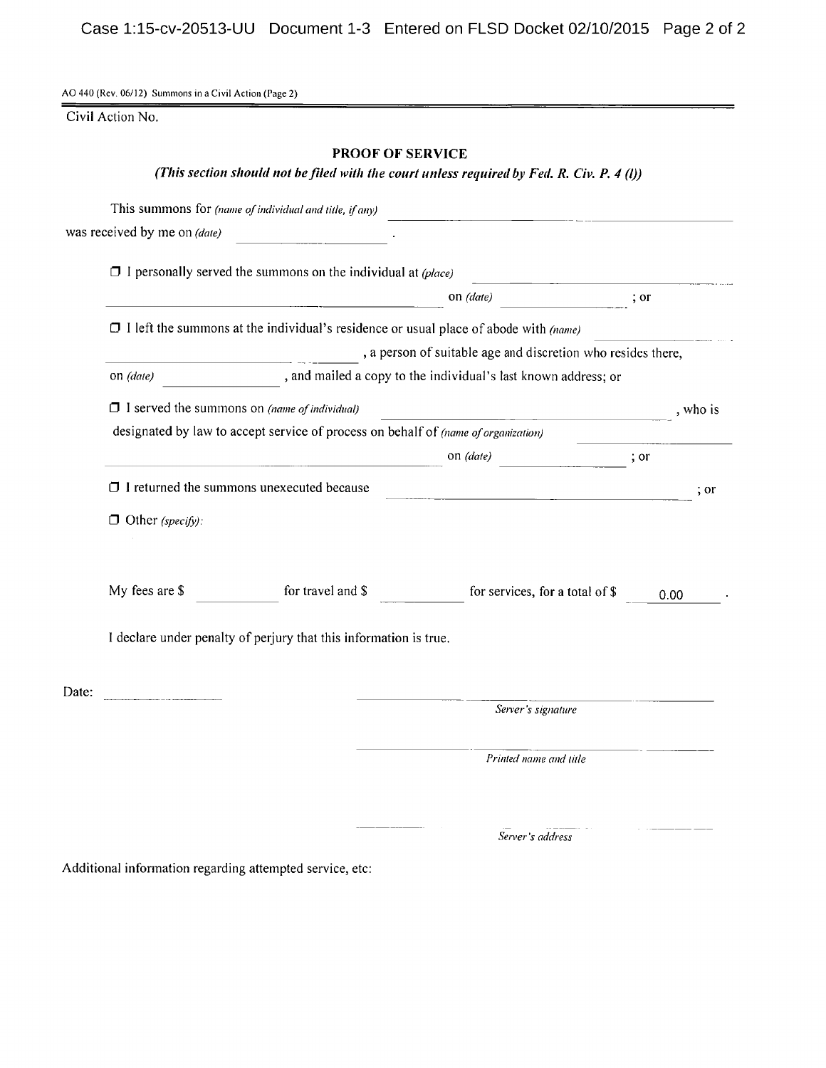AO 440 (Rev. 06/12) Summons in a Civil Action (Page 2)

Civil Action No.

## PROOF OF SERVICE

***(This section should not be filed with the court unless required by Fed. R. Civ. P. 4 (l))***

This summons for *(name of individual and title, if any)* ______________________________

was received by me on *(date)* ______________ .

☐ I personally served the summons on the individual at *(place)* ______________________________ on *(date)* ______________ ; or

☐ I left the summons at the individual's residence or usual place of abode with *(name)* ______________________________ , a person of suitable age and discretion who resides there, on *(date)* ______________ , and mailed a copy to the individual's last known address; or

☐ I served the summons on *(name of individual)* ______________________________ , who is designated by law to accept service of process on behalf of *(name of organization)* ______________________________ on *(date)* ______________ ; or

☐ I returned the summons unexecuted because ______________________________ ; or

☐ Other *(specify)*:

My fees are $ ________ for travel and $ ________ for services, for a total of $ 0.00 .

I declare under penalty of perjury that this information is true.

Date: ______________

______________________________
*Server's signature*

______________________________
*Printed name and title*

______________________________
*Server's address*

Additional information regarding attempted service, etc: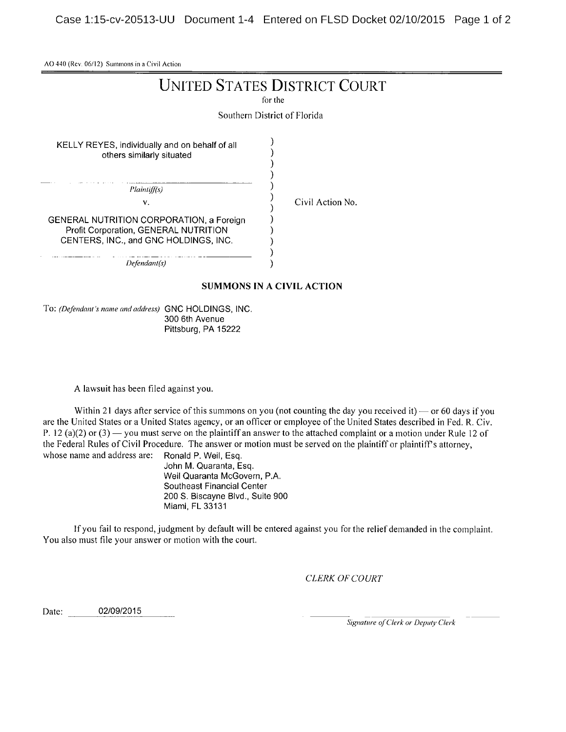AO 440 (Rev. 06/12) Summons in a Civil Action

# UNITED STATES DISTRICT COURT

for the

Southern District of Florida

| | | |
|---|---|---|
| KELLY REYES, individually and on behalf of all others similarly situated | ) | |
| *Plaintiff(s)* | ) | |
| v. | ) | Civil Action No. |
| GENERAL NUTRITION CORPORATION, a Foreign Profit Corporation, GENERAL NUTRITION CENTERS, INC., and GNC HOLDINGS, INC. | ) | |
| *Defendant(s)* | ) | |

**SUMMONS IN A CIVIL ACTION**

To: *(Defendant's name and address)* GNC HOLDINGS, INC.
300 6th Avenue
Pittsburg, PA 15222

A lawsuit has been filed against you.

Within 21 days after service of this summons on you (not counting the day you received it) — or 60 days if you are the United States or a United States agency, or an officer or employee of the United States described in Fed. R. Civ. P. 12 (a)(2) or (3) — you must serve on the plaintiff an answer to the attached complaint or a motion under Rule 12 of the Federal Rules of Civil Procedure. The answer or motion must be served on the plaintiff or plaintiff's attorney, whose name and address are:

Ronald P. Weil, Esq.
John M. Quaranta, Esq.
Weil Quaranta McGovern, P.A.
Southeast Financial Center
200 S. Biscayne Blvd., Suite 900
Miami, FL 33131

If you fail to respond, judgment by default will be entered against you for the relief demanded in the complaint. You also must file your answer or motion with the court.

*CLERK OF COURT*

Date: 02/09/2015

*Signature of Clerk or Deputy Clerk*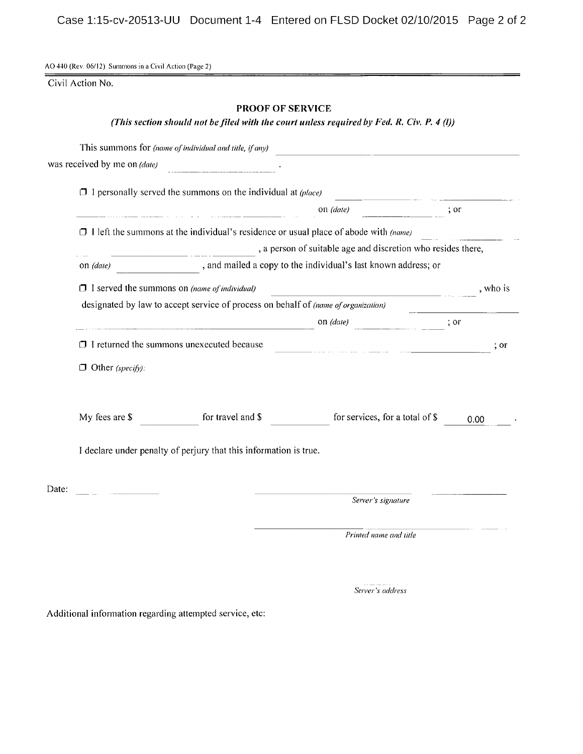AO 440 (Rev. 06/12) Summons in a Civil Action (Page 2)

Civil Action No.

## PROOF OF SERVICE

***(This section should not be filed with the court unless required by Fed. R. Civ. P. 4 (l))***

This summons for *(name of individual and title, if any)* ____________________

was received by me on *(date)* ____________ .

☐ I personally served the summons on the individual at *(place)* ____________________ on *(date)* ____________ ; or

☐ I left the summons at the individual's residence or usual place of abode with *(name)* ____________________ , a person of suitable age and discretion who resides there, on *(date)* ____________ , and mailed a copy to the individual's last known address; or

☐ I served the summons on *(name of individual)* ____________________ , who is designated by law to accept service of process on behalf of *(name of organization)* ____________________ on *(date)* ____________ ; or

☐ I returned the summons unexecuted because ____________________ ; or

☐ Other *(specify)*:

My fees are $ ________ for travel and $ ________ for services, for a total of $ 0.00 .

I declare under penalty of perjury that this information is true.

Date: ____________

____________________
*Server's signature*

____________________
*Printed name and title*

*Server's address*

Additional information regarding attempted service, etc: